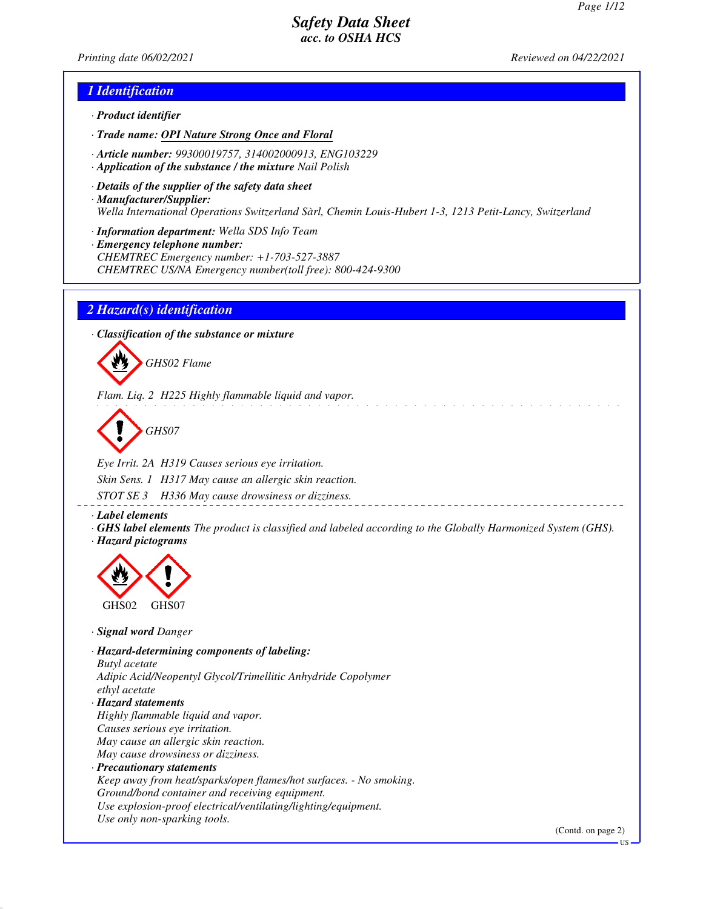# Safety Data Sheet
## acc. to OSHA HCS

Printing date 06/02/2021 Reviewed on 04/22/2021

## 1 Identification

· **Product identifier**

· **Trade name:** **OPI Nature Strong Once and Floral**

· **Article number:** 99300019757, 314002000913, ENG103229

· **Application of the substance / the mixture** Nail Polish

· **Details of the supplier of the safety data sheet**

· **Manufacturer/Supplier:**
Wella International Operations Switzerland Sàrl, Chemin Louis-Hubert 1-3, 1213 Petit-Lancy, Switzerland

· **Information department:** Wella SDS Info Team

· **Emergency telephone number:**
CHEMTREC Emergency number: +1-703-527-3887
CHEMTREC US/NA Emergency number(toll free): 800-424-9300

## 2 Hazard(s) identification

· **Classification of the substance or mixture**

GHS02 Flame

Flam. Liq. 2 H225 Highly flammable liquid and vapor.

GHS07

Eye Irrit. 2A H319 Causes serious eye irritation.

Skin Sens. 1 H317 May cause an allergic skin reaction.

STOT SE 3 H336 May cause drowsiness or dizziness.

· **Label elements**

· **GHS label elements** The product is classified and labeled according to the Globally Harmonized System (GHS).

· **Hazard pictograms**

GHS02 GHS07

· **Signal word** Danger

· **Hazard-determining components of labeling:**
Butyl acetate
Adipic Acid/Neopentyl Glycol/Trimellitic Anhydride Copolymer
ethyl acetate

· **Hazard statements**
Highly flammable liquid and vapor.
Causes serious eye irritation.
May cause an allergic skin reaction.
May cause drowsiness or dizziness.

· **Precautionary statements**
Keep away from heat/sparks/open flames/hot surfaces. - No smoking.
Ground/bond container and receiving equipment.
Use explosion-proof electrical/ventilating/lighting/equipment.
Use only non-sparking tools.

(Contd. on page 2)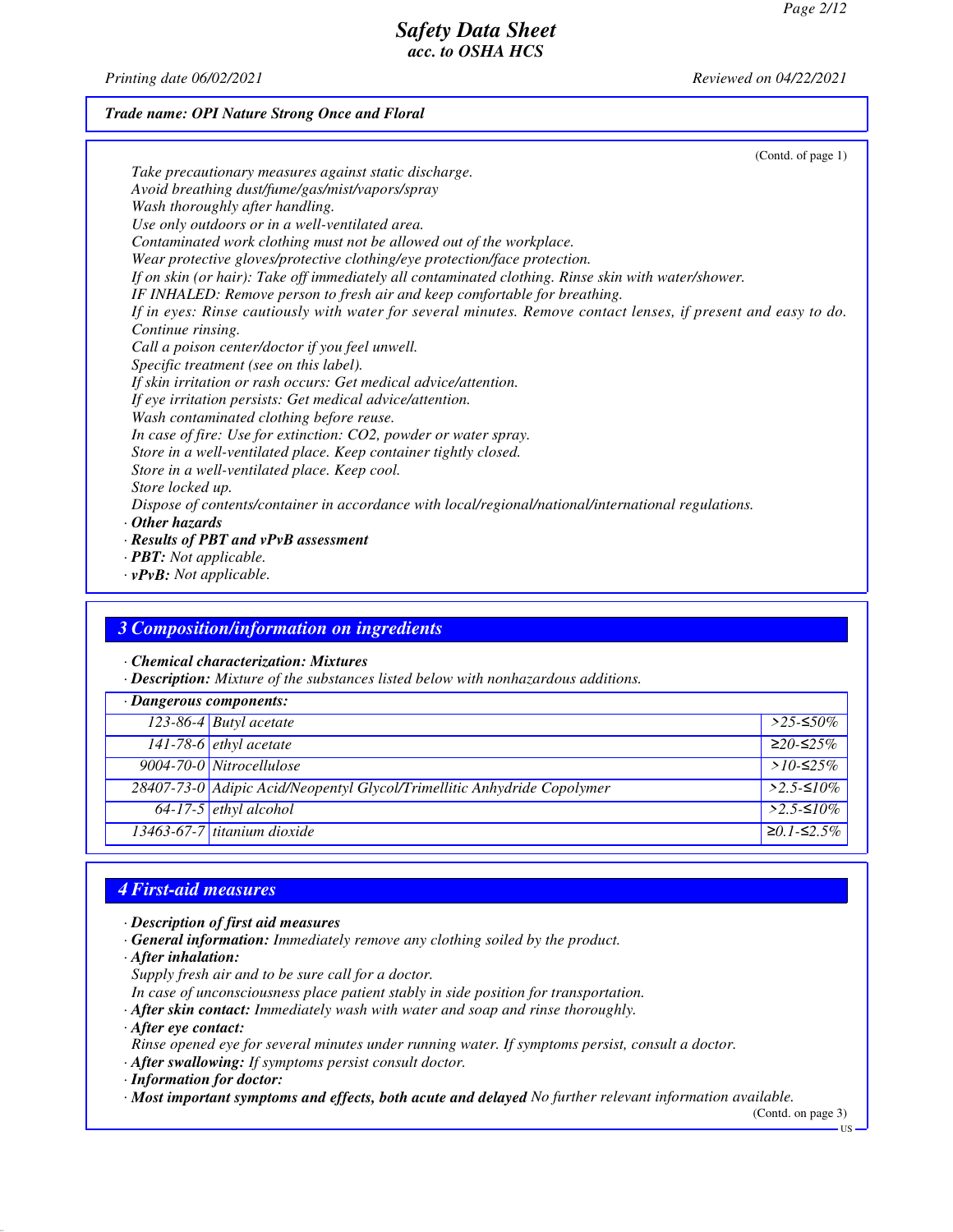(Contd. of page 1)

Take precautionary measures against static discharge.
Avoid breathing dust/fume/gas/mist/vapors/spray
Wash thoroughly after handling.
Use only outdoors or in a well-ventilated area.
Contaminated work clothing must not be allowed out of the workplace.
Wear protective gloves/protective clothing/eye protection/face protection.
If on skin (or hair): Take off immediately all contaminated clothing. Rinse skin with water/shower.
IF INHALED: Remove person to fresh air and keep comfortable for breathing.
If in eyes: Rinse cautiously with water for several minutes. Remove contact lenses, if present and easy to do. Continue rinsing.
Call a poison center/doctor if you feel unwell.
Specific treatment (see on this label).
If skin irritation or rash occurs: Get medical advice/attention.
If eye irritation persists: Get medical advice/attention.
Wash contaminated clothing before reuse.
In case of fire: Use for extinction: CO2, powder or water spray.
Store in a well-ventilated place. Keep container tightly closed.
Store in a well-ventilated place. Keep cool.
Store locked up.
Dispose of contents/container in accordance with local/regional/national/international regulations.

· **Other hazards**
· **Results of PBT and vPvB assessment**
· **PBT:** Not applicable.
· **vPvB:** Not applicable.

## 3 Composition/information on ingredients

· **Chemical characterization: Mixtures**
· **Description:** Mixture of the substances listed below with nonhazardous additions.

| · Dangerous components: | | |
|---|---|---|
| 123-86-4 | Butyl acetate | >25-≤50% |
| 141-78-6 | ethyl acetate | ≥20-≤25% |
| 9004-70-0 | Nitrocellulose | >10-≤25% |
| 28407-73-0 | Adipic Acid/Neopentyl Glycol/Trimellitic Anhydride Copolymer | >2.5-≤10% |
| 64-17-5 | ethyl alcohol | >2.5-≤10% |
| 13463-67-7 | titanium dioxide | ≥0.1-≤2.5% |

## 4 First-aid measures

· **Description of first aid measures**
· **General information:** Immediately remove any clothing soiled by the product.
· **After inhalation:**
Supply fresh air and to be sure call for a doctor.
In case of unconsciousness place patient stably in side position for transportation.
· **After skin contact:** Immediately wash with water and soap and rinse thoroughly.
· **After eye contact:**
Rinse opened eye for several minutes under running water. If symptoms persist, consult a doctor.
· **After swallowing:** If symptoms persist consult doctor.
· **Information for doctor:**
· **Most important symptoms and effects, both acute and delayed** No further relevant information available.

(Contd. on page 3)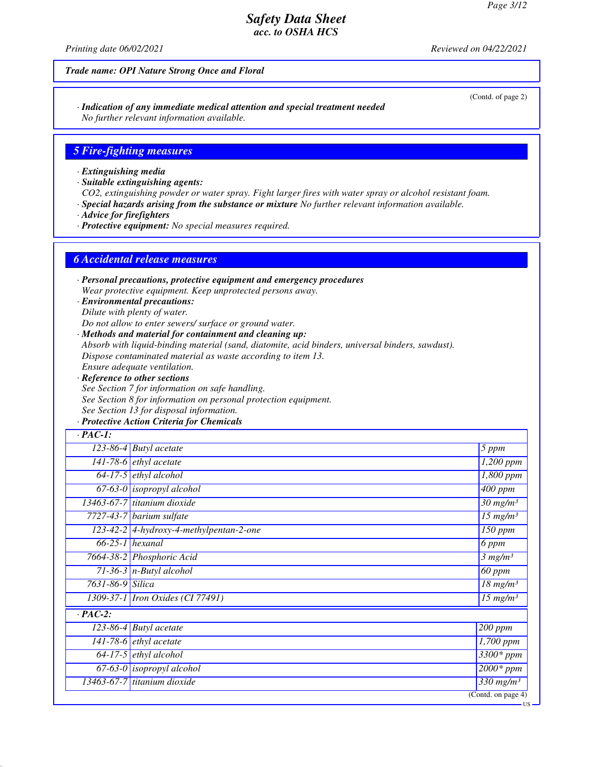*Trade name: OPI Nature Strong Once and Floral*

(Contd. of page 2)

· ***Indication of any immediate medical attention and special treatment needed***
*No further relevant information available.*

## 5 Fire-fighting measures

· ***Extinguishing media***
· ***Suitable extinguishing agents:***
*CO2, extinguishing powder or water spray. Fight larger fires with water spray or alcohol resistant foam.*
· ***Special hazards arising from the substance or mixture*** *No further relevant information available.*
· ***Advice for firefighters***
· ***Protective equipment:*** *No special measures required.*

## 6 Accidental release measures

· ***Personal precautions, protective equipment and emergency procedures***
*Wear protective equipment. Keep unprotected persons away.*
· ***Environmental precautions:***
*Dilute with plenty of water.*
*Do not allow to enter sewers/ surface or ground water.*
· ***Methods and material for containment and cleaning up:***
*Absorb with liquid-binding material (sand, diatomite, acid binders, universal binders, sawdust).*
*Dispose contaminated material as waste according to item 13.*
*Ensure adequate ventilation.*
· ***Reference to other sections***
*See Section 7 for information on safe handling.*
*See Section 8 for information on personal protection equipment.*
*See Section 13 for disposal information.*
· ***Protective Action Criteria for Chemicals***

| · **PAC-1:** | | |
|---|---|---|
| 123-86-4 | Butyl acetate | 5 ppm |
| 141-78-6 | ethyl acetate | 1,200 ppm |
| 64-17-5 | ethyl alcohol | 1,800 ppm |
| 67-63-0 | isopropyl alcohol | 400 ppm |
| 13463-67-7 | titanium dioxide | 30 mg/m³ |
| 7727-43-7 | barium sulfate | 15 mg/m³ |
| 123-42-2 | 4-hydroxy-4-methylpentan-2-one | 150 ppm |
| 66-25-1 | hexanal | 6 ppm |
| 7664-38-2 | Phosphoric Acid | 3 mg/m³ |
| 71-36-3 | n-Butyl alcohol | 60 ppm |
| 7631-86-9 | Silica | 18 mg/m³ |
| 1309-37-1 | Iron Oxides (CI 77491) | 15 mg/m³ |
| · **PAC-2:** | | |
| 123-86-4 | Butyl acetate | 200 ppm |
| 141-78-6 | ethyl acetate | 1,700 ppm |
| 64-17-5 | ethyl alcohol | 3300* ppm |
| 67-63-0 | isopropyl alcohol | 2000* ppm |
| 13463-67-7 | titanium dioxide | 330 mg/m³ |

(Contd. on page 4)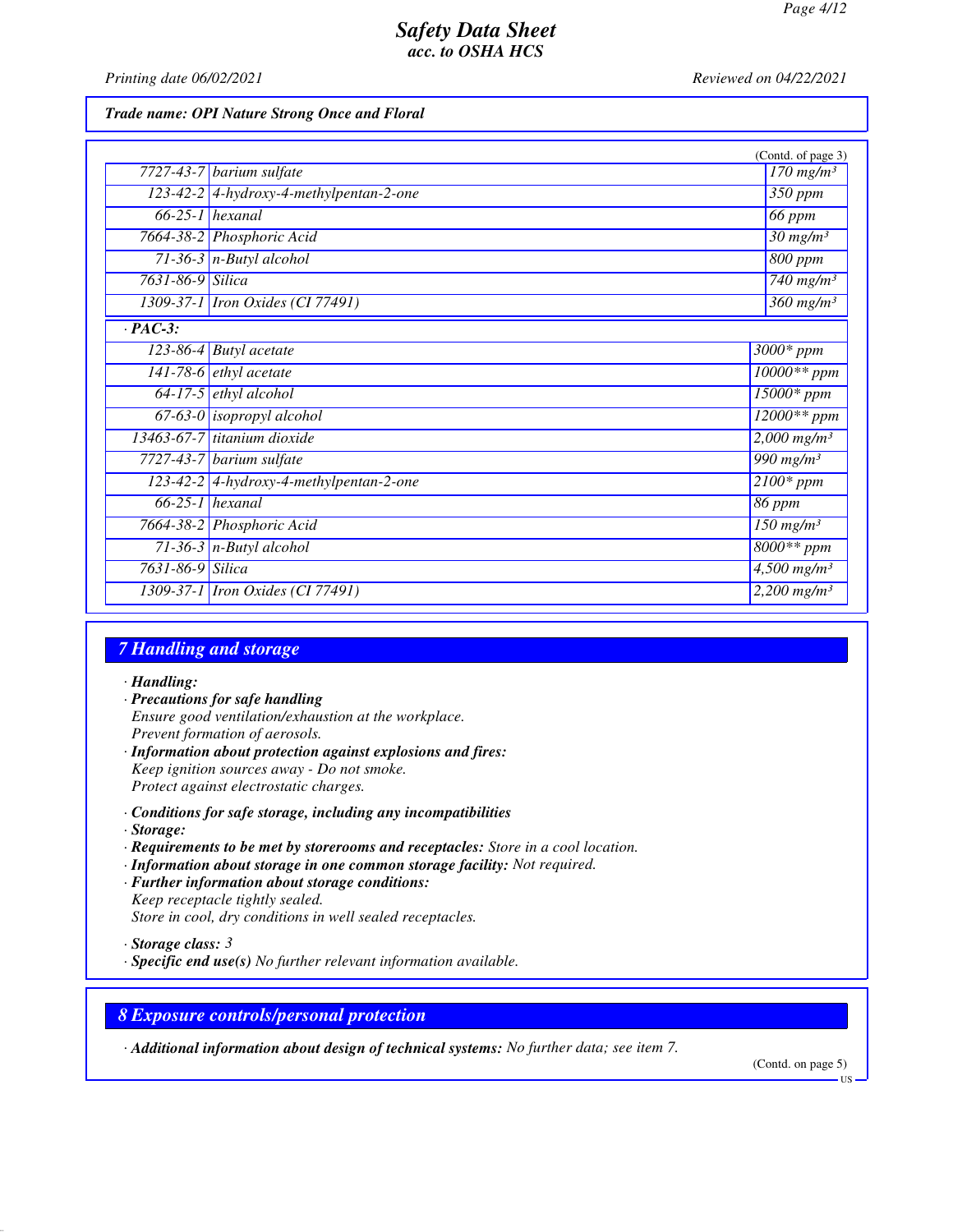**Trade name: OPI Nature Strong Once and Floral**

(Contd. of page 3)

| | | |
|---|---|---|
| 7727-43-7 | barium sulfate | 170 mg/m³ |
| 123-42-2 | 4-hydroxy-4-methylpentan-2-one | 350 ppm |
| 66-25-1 | hexanal | 66 ppm |
| 7664-38-2 | Phosphoric Acid | 30 mg/m³ |
| 71-36-3 | n-Butyl alcohol | 800 ppm |
| 7631-86-9 | Silica | 740 mg/m³ |
| 1309-37-1 | Iron Oxides (CI 77491) | 360 mg/m³ |

· **PAC-3:**

| | | |
|---|---|---|
| 123-86-4 | Butyl acetate | 3000* ppm |
| 141-78-6 | ethyl acetate | 10000** ppm |
| 64-17-5 | ethyl alcohol | 15000* ppm |
| 67-63-0 | isopropyl alcohol | 12000** ppm |
| 13463-67-7 | titanium dioxide | 2,000 mg/m³ |
| 7727-43-7 | barium sulfate | 990 mg/m³ |
| 123-42-2 | 4-hydroxy-4-methylpentan-2-one | 2100* ppm |
| 66-25-1 | hexanal | 86 ppm |
| 7664-38-2 | Phosphoric Acid | 150 mg/m³ |
| 71-36-3 | n-Butyl alcohol | 8000** ppm |
| 7631-86-9 | Silica | 4,500 mg/m³ |
| 1309-37-1 | Iron Oxides (CI 77491) | 2,200 mg/m³ |

## 7 Handling and storage

· **Handling:**
· **Precautions for safe handling**
Ensure good ventilation/exhaustion at the workplace.
Prevent formation of aerosols.
· **Information about protection against explosions and fires:**
Keep ignition sources away - Do not smoke.
Protect against electrostatic charges.

· **Conditions for safe storage, including any incompatibilities**
· **Storage:**
· **Requirements to be met by storerooms and receptacles:** Store in a cool location.
· **Information about storage in one common storage facility:** Not required.
· **Further information about storage conditions:**
Keep receptacle tightly sealed.
Store in cool, dry conditions in well sealed receptacles.

· **Storage class:** 3
· **Specific end use(s)** No further relevant information available.

## 8 Exposure controls/personal protection

· **Additional information about design of technical systems:** No further data; see item 7.

(Contd. on page 5)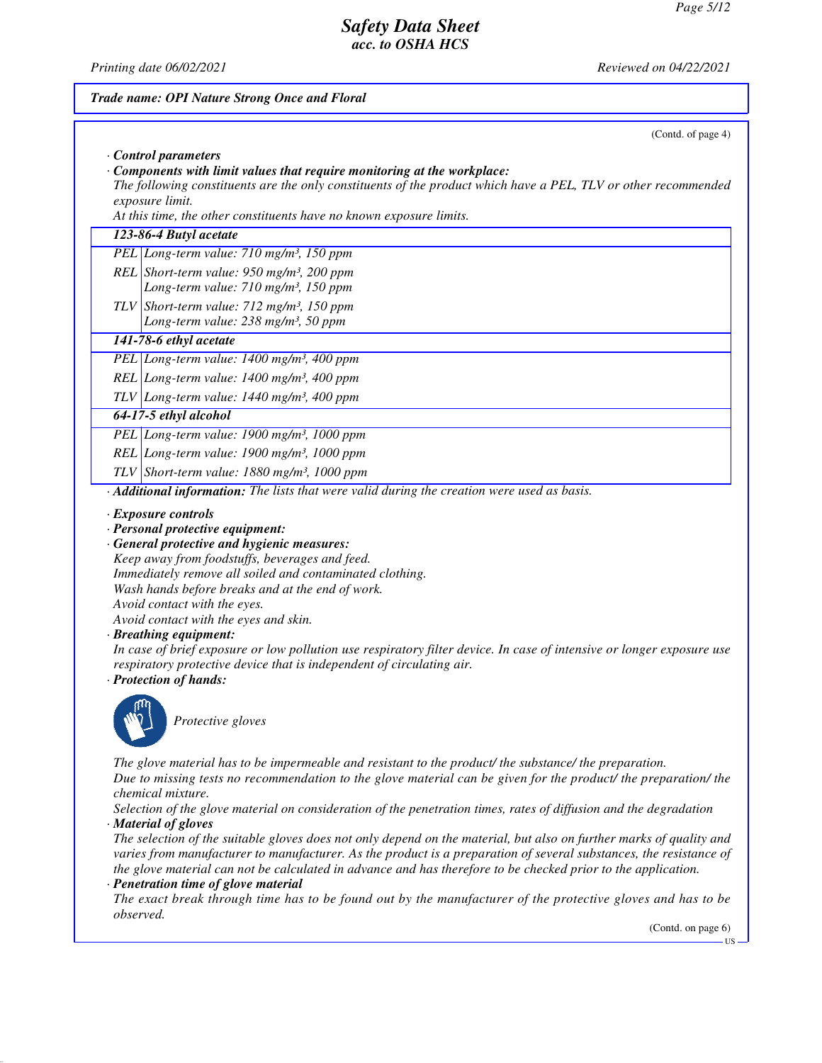Trade name: OPI Nature Strong Once and Floral

(Contd. of page 4)

· **Control parameters**

· **Components with limit values that require monitoring at the workplace:**

The following constituents are the only constituents of the product which have a PEL, TLV or other recommended exposure limit.

At this time, the other constituents have no known exposure limits.

| | |
|---|---|
| **123-86-4 Butyl acetate** | |
| PEL | Long-term value: 710 mg/m³, 150 ppm |
| REL | Short-term value: 950 mg/m³, 200 ppm<br>Long-term value: 710 mg/m³, 150 ppm |
| TLV | Short-term value: 712 mg/m³, 150 ppm<br>Long-term value: 238 mg/m³, 50 ppm |
| **141-78-6 ethyl acetate** | |
| PEL | Long-term value: 1400 mg/m³, 400 ppm |
| REL | Long-term value: 1400 mg/m³, 400 ppm |
| TLV | Long-term value: 1440 mg/m³, 400 ppm |
| **64-17-5 ethyl alcohol** | |
| PEL | Long-term value: 1900 mg/m³, 1000 ppm |
| REL | Long-term value: 1900 mg/m³, 1000 ppm |
| TLV | Short-term value: 1880 mg/m³, 1000 ppm |

· **Additional information:** The lists that were valid during the creation were used as basis.

· **Exposure controls**

· **Personal protective equipment:**

· **General protective and hygienic measures:**

Keep away from foodstuffs, beverages and feed.
Immediately remove all soiled and contaminated clothing.
Wash hands before breaks and at the end of work.
Avoid contact with the eyes.
Avoid contact with the eyes and skin.

· **Breathing equipment:**

In case of brief exposure or low pollution use respiratory filter device. In case of intensive or longer exposure use respiratory protective device that is independent of circulating air.

· **Protection of hands:**

Protective gloves

The glove material has to be impermeable and resistant to the product/ the substance/ the preparation.
Due to missing tests no recommendation to the glove material can be given for the product/ the preparation/ the chemical mixture.
Selection of the glove material on consideration of the penetration times, rates of diffusion and the degradation

· **Material of gloves**

The selection of the suitable gloves does not only depend on the material, but also on further marks of quality and varies from manufacturer to manufacturer. As the product is a preparation of several substances, the resistance of the glove material can not be calculated in advance and has therefore to be checked prior to the application.

· **Penetration time of glove material**

The exact break through time has to be found out by the manufacturer of the protective gloves and has to be observed.

(Contd. on page 6)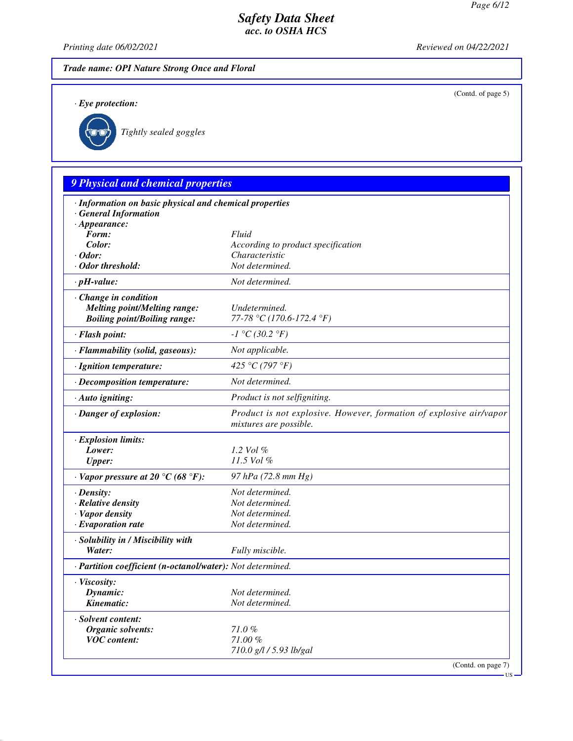Trade name: OPI Nature Strong Once and Floral

(Contd. of page 5)

· Eye protection:

Tightly sealed goggles

## 9 Physical and chemical properties

| | |
|---|---|
| · **Information on basic physical and chemical properties** | |
| · **General Information** | |
| · **Appearance:** | |
| **Form:** | Fluid |
| **Color:** | According to product specification |
| · **Odor:** | Characteristic |
| · **Odor threshold:** | Not determined. |
| · **pH-value:** | Not determined. |
| · **Change in condition** | |
| **Melting point/Melting range:** | Undetermined. |
| **Boiling point/Boiling range:** | 77-78 °C (170.6-172.4 °F) |
| · **Flash point:** | -1 °C (30.2 °F) |
| · **Flammability (solid, gaseous):** | Not applicable. |
| · **Ignition temperature:** | 425 °C (797 °F) |
| · **Decomposition temperature:** | Not determined. |
| · **Auto igniting:** | Product is not selfigniting. |
| · **Danger of explosion:** | Product is not explosive. However, formation of explosive air/vapor mixtures are possible. |
| · **Explosion limits:** | |
| **Lower:** | 1.2 Vol % |
| **Upper:** | 11.5 Vol % |
| · **Vapor pressure at 20 °C (68 °F):** | 97 hPa (72.8 mm Hg) |
| · **Density:** | Not determined. |
| · **Relative density** | Not determined. |
| · **Vapor density** | Not determined. |
| · **Evaporation rate** | Not determined. |
| · **Solubility in / Miscibility with** | |
| **Water:** | Fully miscible. |
| · **Partition coefficient (n-octanol/water):** | Not determined. |
| · **Viscosity:** | |
| **Dynamic:** | Not determined. |
| **Kinematic:** | Not determined. |
| · **Solvent content:** | |
| **Organic solvents:** | 71.0 % |
| **VOC content:** | 71.00 % |
| | 710.0 g/l / 5.93 lb/gal |

(Contd. on page 7)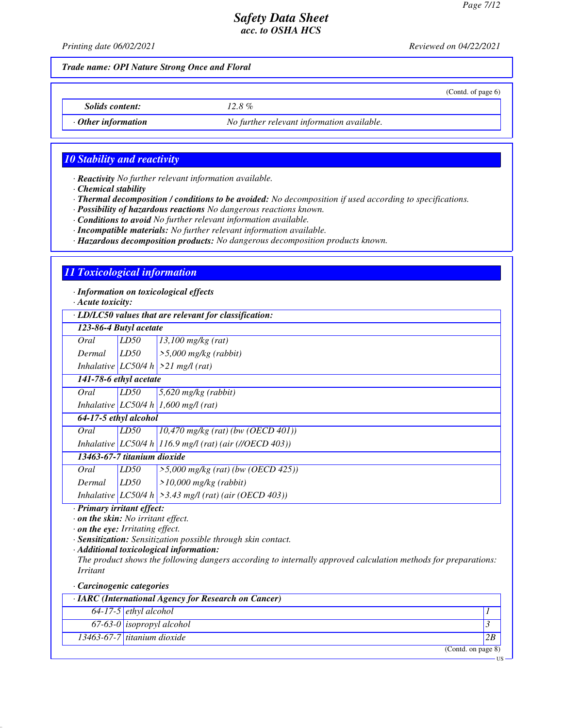*Trade name: OPI Nature Strong Once and Floral*

(Contd. of page 6)

| | |
|---|---|
| *Solids content:* | *12.8 %* |
| · *Other information* | *No further relevant information available.* |

## 10 Stability and reactivity

· **Reactivity** No further relevant information available.
· **Chemical stability**
· **Thermal decomposition / conditions to be avoided:** No decomposition if used according to specifications.
· **Possibility of hazardous reactions** No dangerous reactions known.
· **Conditions to avoid** No further relevant information available.
· **Incompatible materials:** No further relevant information available.
· **Hazardous decomposition products:** No dangerous decomposition products known.

## 11 Toxicological information

· **Information on toxicological effects**
· **Acute toxicity:**

| · LD/LC50 values that are relevant for classification: | | |
|---|---|---|
| **123-86-4 Butyl acetate** | | |
| Oral | LD50 | 13,100 mg/kg (rat) |
| Dermal | LD50 | >5,000 mg/kg (rabbit) |
| Inhalative | LC50/4 h | >21 mg/l (rat) |
| **141-78-6 ethyl acetate** | | |
| Oral | LD50 | 5,620 mg/kg (rabbit) |
| Inhalative | LC50/4 h | 1,600 mg/l (rat) |
| **64-17-5 ethyl alcohol** | | |
| Oral | LD50 | 10,470 mg/kg (rat) (bw (OECD 401)) |
| Inhalative | LC50/4 h | 116.9 mg/l (rat) (air (//OECD 403)) |
| **13463-67-7 titanium dioxide** | | |
| Oral | LD50 | >5,000 mg/kg (rat) (bw (OECD 425)) |
| Dermal | LD50 | >10,000 mg/kg (rabbit) |
| Inhalative | LC50/4 h | >3.43 mg/l (rat) (air (OECD 403)) |

· **Primary irritant effect:**
· **on the skin:** No irritant effect.
· **on the eye:** Irritating effect.
· **Sensitization:** Sensitization possible through skin contact.
· **Additional toxicological information:**
The product shows the following dangers according to internally approved calculation methods for preparations: Irritant

· **Carcinogenic categories**

| · IARC (International Agency for Research on Cancer) | | |
|---|---|---|
| 64-17-5 | ethyl alcohol | 1 |
| 67-63-0 | isopropyl alcohol | 3 |
| 13463-67-7 | titanium dioxide | 2B |

(Contd. on page 8)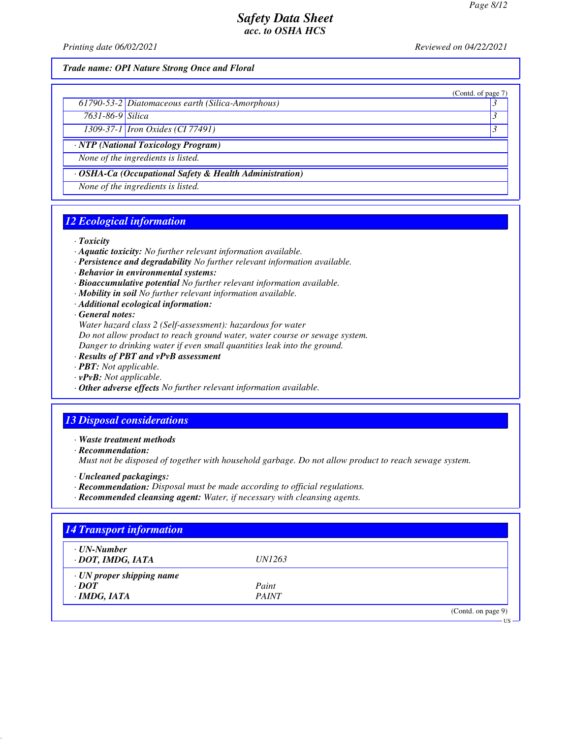Trade name: OPI Nature Strong Once and Floral

(Contd. of page 7)

| | | |
|---|---|---|
| 61790-53-2 | Diatomaceous earth (Silica-Amorphous) | 3 |
| 7631-86-9 | Silica | 3 |
| 1309-37-1 | Iron Oxides (CI 77491) | 3 |

· **NTP (National Toxicology Program)**

None of the ingredients is listed.

· **OSHA-Ca (Occupational Safety & Health Administration)**

None of the ingredients is listed.

## 12 Ecological information

· **Toxicity**
· **Aquatic toxicity:** No further relevant information available.
· **Persistence and degradability** No further relevant information available.
· **Behavior in environmental systems:**
· **Bioaccumulative potential** No further relevant information available.
· **Mobility in soil** No further relevant information available.
· **Additional ecological information:**
· **General notes:**
Water hazard class 2 (Self-assessment): hazardous for water
Do not allow product to reach ground water, water course or sewage system.
Danger to drinking water if even small quantities leak into the ground.
· **Results of PBT and vPvB assessment**
· **PBT:** Not applicable.
· **vPvB:** Not applicable.
· **Other adverse effects** No further relevant information available.

## 13 Disposal considerations

· **Waste treatment methods**
· **Recommendation:**
Must not be disposed of together with household garbage. Do not allow product to reach sewage system.

· **Uncleaned packagings:**
· **Recommendation:** Disposal must be made according to official regulations.
· **Recommended cleansing agent:** Water, if necessary with cleansing agents.

## 14 Transport information

| | |
|---|---|
| · **UN-Number** | |
| · **DOT, IMDG, IATA** | UN1263 |
| · **UN proper shipping name** | |
| · **DOT** | Paint |
| · **IMDG, IATA** | PAINT |

(Contd. on page 9)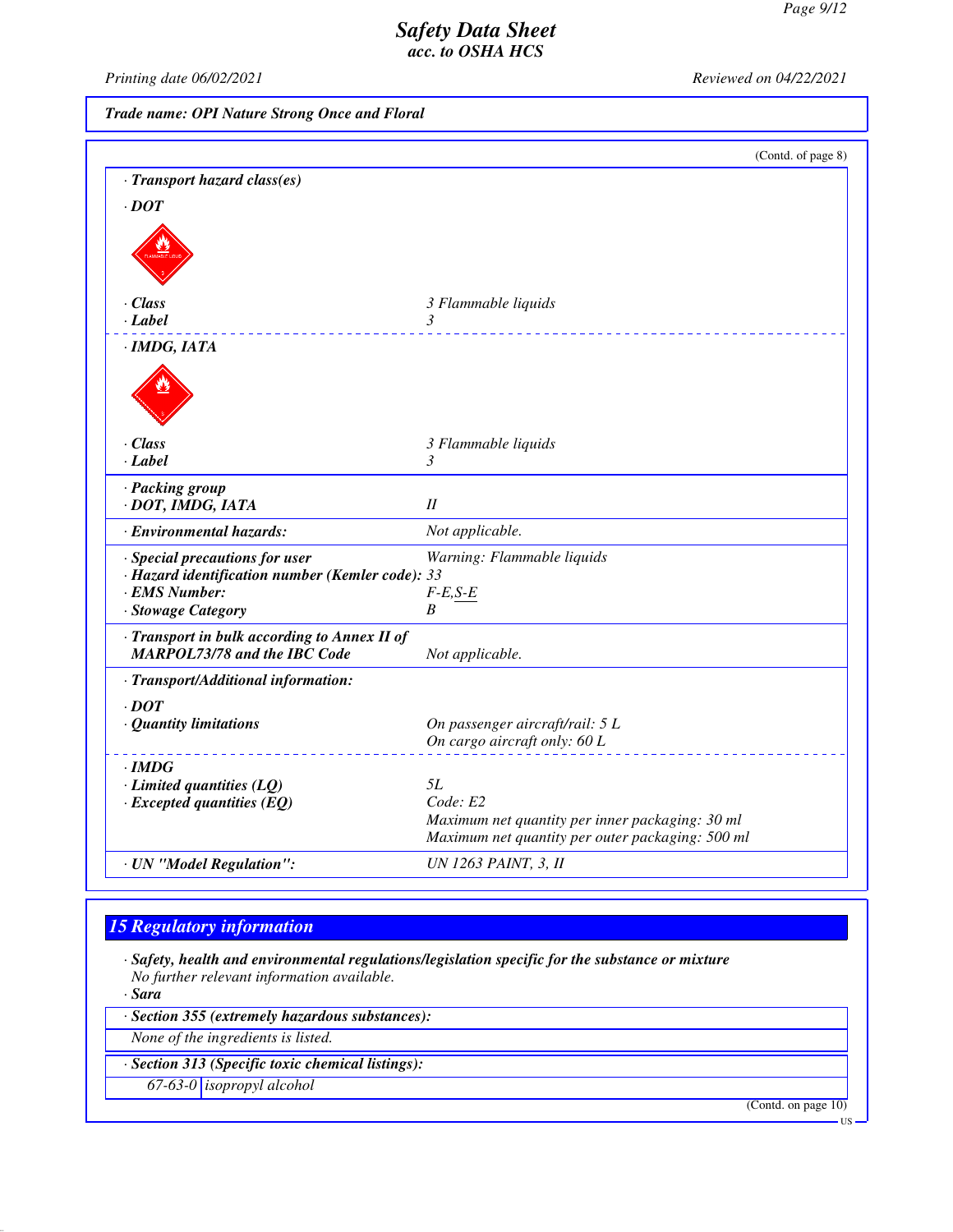**Trade name: OPI Nature Strong Once and Floral**

(Contd. of page 8)

**· Transport hazard class(es)**

**· DOT**

| | |
|---|---|
| **· Class** | 3 Flammable liquids |
| **· Label** | 3 |

**· IMDG, IATA**

| | |
|---|---|
| **· Class** | 3 Flammable liquids |
| **· Label** | 3 |

| | |
|---|---|
| **· Packing group** **· DOT, IMDG, IATA** | II |
| **· Environmental hazards:** | Not applicable. |
| **· Special precautions for user** | Warning: Flammable liquids |
| **· Hazard identification number (Kemler code):** | 33 |
| **· EMS Number:** | F-E,S-E |
| **· Stowage Category** | B |
| **· Transport in bulk according to Annex II of MARPOL73/78 and the IBC Code** | Not applicable. |

**· Transport/Additional information:**

**· DOT**

| | |
|---|---|
| **· Quantity limitations** | On passenger aircraft/rail: 5 L<br>On cargo aircraft only: 60 L |

**· IMDG**

| | |
|---|---|
| **· Limited quantities (LQ)** | 5L |
| **· Excepted quantities (EQ)** | Code: E2<br>Maximum net quantity per inner packaging: 30 ml<br>Maximum net quantity per outer packaging: 500 ml |
| **· UN "Model Regulation":** | UN 1263 PAINT, 3, II |

## 15 Regulatory information

**· Safety, health and environmental regulations/legislation specific for the substance or mixture**
No further relevant information available.

**· Sara**

**· Section 355 (extremely hazardous substances):**

None of the ingredients is listed.

**· Section 313 (Specific toxic chemical listings):**

| | |
|---|---|
| 67-63-0 | isopropyl alcohol |

(Contd. on page 10)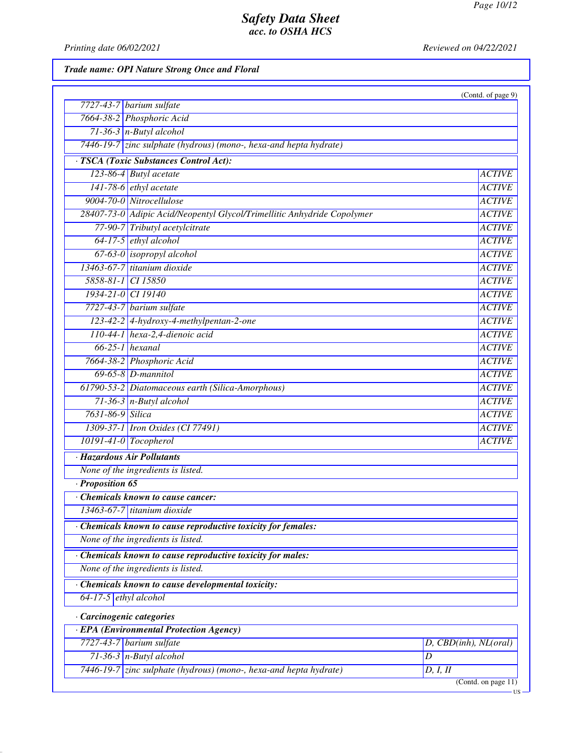*Trade name: OPI Nature Strong Once and Floral*

(Contd. of page 9)

| | |
|---|---|
| 7727-43-7 | barium sulfate |
| 7664-38-2 | Phosphoric Acid |
| 71-36-3 | n-Butyl alcohol |
| 7446-19-7 | zinc sulphate (hydrous) (mono-, hexa-and hepta hydrate) |

**· TSCA (Toxic Substances Control Act):**

| | | |
|---|---|---|
| 123-86-4 | Butyl acetate | ACTIVE |
| 141-78-6 | ethyl acetate | ACTIVE |
| 9004-70-0 | Nitrocellulose | ACTIVE |
| 28407-73-0 | Adipic Acid/Neopentyl Glycol/Trimellitic Anhydride Copolymer | ACTIVE |
| 77-90-7 | Tributyl acetylcitrate | ACTIVE |
| 64-17-5 | ethyl alcohol | ACTIVE |
| 67-63-0 | isopropyl alcohol | ACTIVE |
| 13463-67-7 | titanium dioxide | ACTIVE |
| 5858-81-1 | CI 15850 | ACTIVE |
| 1934-21-0 | CI 19140 | ACTIVE |
| 7727-43-7 | barium sulfate | ACTIVE |
| 123-42-2 | 4-hydroxy-4-methylpentan-2-one | ACTIVE |
| 110-44-1 | hexa-2,4-dienoic acid | ACTIVE |
| 66-25-1 | hexanal | ACTIVE |
| 7664-38-2 | Phosphoric Acid | ACTIVE |
| 69-65-8 | D-mannitol | ACTIVE |
| 61790-53-2 | Diatomaceous earth (Silica-Amorphous) | ACTIVE |
| 71-36-3 | n-Butyl alcohol | ACTIVE |
| 7631-86-9 | Silica | ACTIVE |
| 1309-37-1 | Iron Oxides (CI 77491) | ACTIVE |
| 10191-41-0 | Tocopherol | ACTIVE |

**· Hazardous Air Pollutants**

None of the ingredients is listed.

**· Proposition 65**

**· Chemicals known to cause cancer:**

| | |
|---|---|
| 13463-67-7 | titanium dioxide |

**· Chemicals known to cause reproductive toxicity for females:**

None of the ingredients is listed.

**· Chemicals known to cause reproductive toxicity for males:**

None of the ingredients is listed.

**· Chemicals known to cause developmental toxicity:**

| | |
|---|---|
| 64-17-5 | ethyl alcohol |

**· Carcinogenic categories**

**· EPA (Environmental Protection Agency)**

| | | |
|---|---|---|
| 7727-43-7 | barium sulfate | D, CBD(inh), NL(oral) |
| 71-36-3 | n-Butyl alcohol | D |
| 7446-19-7 | zinc sulphate (hydrous) (mono-, hexa-and hepta hydrate) | D, I, II |

(Contd. on page 11)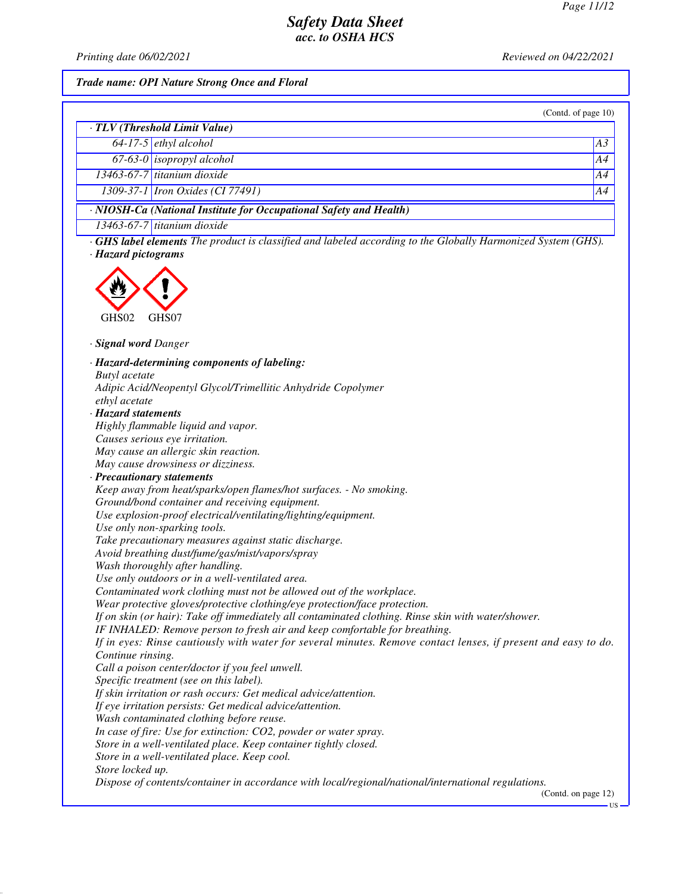# Safety Data Sheet
## acc. to OSHA HCS

Printing date 06/02/2021 Reviewed on 04/22/2021

**Trade name: OPI Nature Strong Once and Floral**

(Contd. of page 10)

| · **TLV (Threshold Limit Value)** | | |
|---|---|---|
| 64-17-5 | ethyl alcohol | A3 |
| 67-63-0 | isopropyl alcohol | A4 |
| 13463-67-7 | titanium dioxide | A4 |
| 1309-37-1 | Iron Oxides (CI 77491) | A4 |

| · **NIOSH-Ca (National Institute for Occupational Safety and Health)** | |
|---|---|
| 13463-67-7 | titanium dioxide |

· **GHS label elements** The product is classified and labeled according to the Globally Harmonized System (GHS).

· **Hazard pictograms**

GHS02 GHS07

· **Signal word** Danger

· **Hazard-determining components of labeling:**
Butyl acetate
Adipic Acid/Neopentyl Glycol/Trimellitic Anhydride Copolymer
ethyl acetate

· **Hazard statements**
Highly flammable liquid and vapor.
Causes serious eye irritation.
May cause an allergic skin reaction.
May cause drowsiness or dizziness.

· **Precautionary statements**
Keep away from heat/sparks/open flames/hot surfaces. - No smoking.
Ground/bond container and receiving equipment.
Use explosion-proof electrical/ventilating/lighting/equipment.
Use only non-sparking tools.
Take precautionary measures against static discharge.
Avoid breathing dust/fume/gas/mist/vapors/spray
Wash thoroughly after handling.
Use only outdoors or in a well-ventilated area.
Contaminated work clothing must not be allowed out of the workplace.
Wear protective gloves/protective clothing/eye protection/face protection.
If on skin (or hair): Take off immediately all contaminated clothing. Rinse skin with water/shower.
IF INHALED: Remove person to fresh air and keep comfortable for breathing.
If in eyes: Rinse cautiously with water for several minutes. Remove contact lenses, if present and easy to do. Continue rinsing.
Call a poison center/doctor if you feel unwell.
Specific treatment (see on this label).
If skin irritation or rash occurs: Get medical advice/attention.
If eye irritation persists: Get medical advice/attention.
Wash contaminated clothing before reuse.
In case of fire: Use for extinction: $CO_2$, powder or water spray.
Store in a well-ventilated place. Keep container tightly closed.
Store in a well-ventilated place. Keep cool.
Store locked up.
Dispose of contents/container in accordance with local/regional/national/international regulations.

(Contd. on page 12)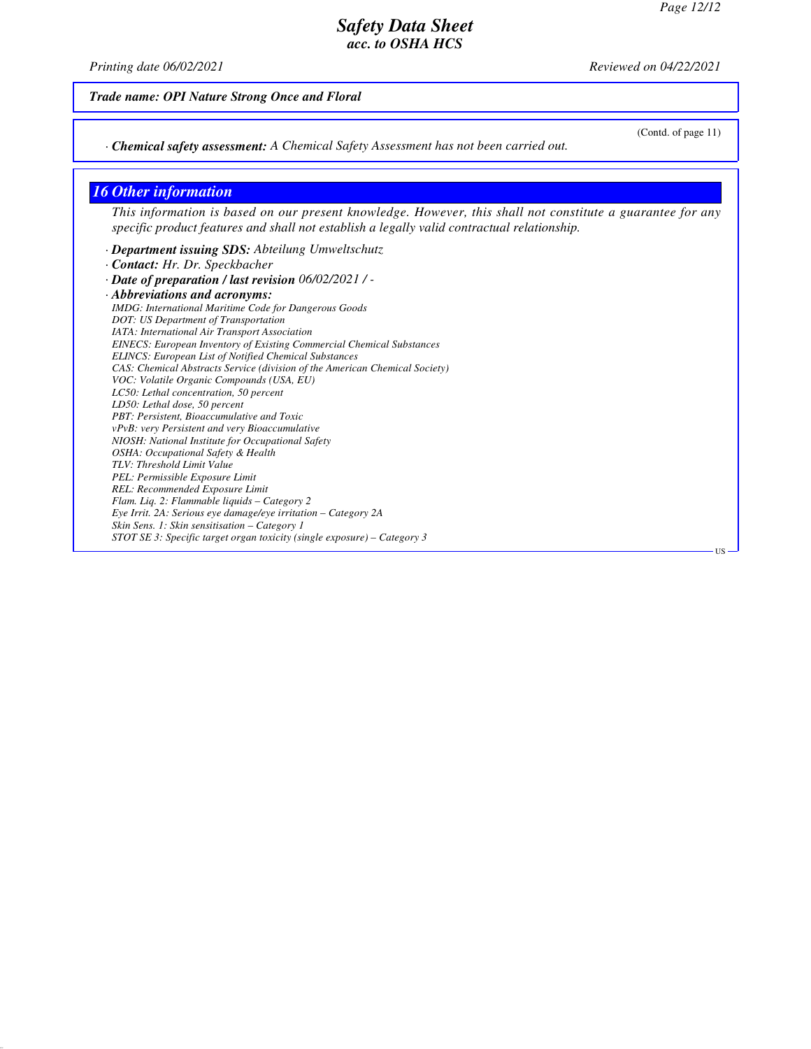*Trade name: OPI Nature Strong Once and Floral*

(Contd. of page 11)

· **Chemical safety assessment:** A Chemical Safety Assessment has not been carried out.

## 16 Other information

This information is based on our present knowledge. However, this shall not constitute a guarantee for any specific product features and shall not establish a legally valid contractual relationship.

· **Department issuing SDS:** Abteilung Umweltschutz
· **Contact:** Hr. Dr. Speckbacher
· **Date of preparation / last revision** 06/02/2021 / -
· **Abbreviations and acronyms:**
IMDG: International Maritime Code for Dangerous Goods
DOT: US Department of Transportation
IATA: International Air Transport Association
EINECS: European Inventory of Existing Commercial Chemical Substances
ELINCS: European List of Notified Chemical Substances
CAS: Chemical Abstracts Service (division of the American Chemical Society)
VOC: Volatile Organic Compounds (USA, EU)
LC50: Lethal concentration, 50 percent
LD50: Lethal dose, 50 percent
PBT: Persistent, Bioaccumulative and Toxic
vPvB: very Persistent and very Bioaccumulative
NIOSH: National Institute for Occupational Safety
OSHA: Occupational Safety & Health
TLV: Threshold Limit Value
PEL: Permissible Exposure Limit
REL: Recommended Exposure Limit
Flam. Liq. 2: Flammable liquids – Category 2
Eye Irrit. 2A: Serious eye damage/eye irritation – Category 2A
Skin Sens. 1: Skin sensitisation – Category 1
STOT SE 3: Specific target organ toxicity (single exposure) – Category 3